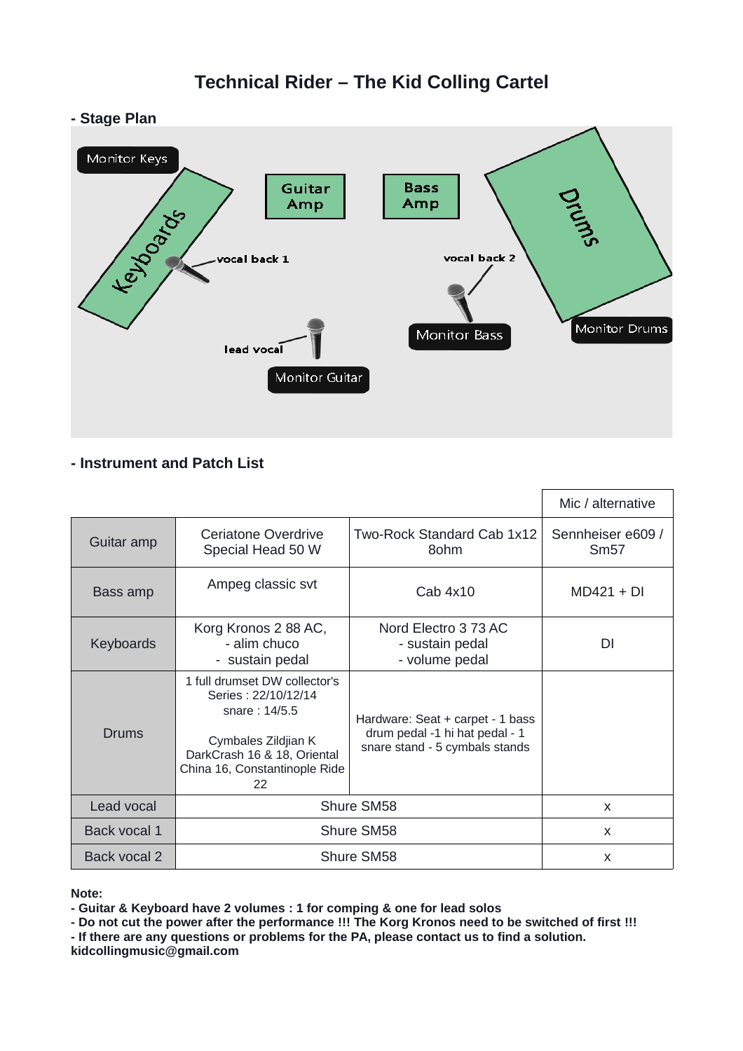# Technical Rider – The Kid Colling Cartel

## - Stage Plan

Monitor Keys

Keyboards

vocal back 1

Guitar Amp

Bass Amp

vocal back 2

Drums

lead vocal

Monitor Guitar

Monitor Bass

Monitor Drums

## - Instrument and Patch List

| | | | Mic / alternative |
|---|---|---|---|
| Guitar amp | Ceriatone Overdrive Special Head 50 W | Two-Rock Standard Cab 1x12 8ohm | Sennheiser e609 / Sm57 |
| Bass amp | Ampeg classic svt | Cab 4x10 | MD421 + DI |
| Keyboards | Korg Kronos 2 88 AC,<br>- alim chuco<br>- sustain pedal | Nord Electro 3 73 AC<br>- sustain pedal<br>- volume pedal | DI |
| Drums | 1 full drumset DW collector's Series : 22/10/12/14<br>snare : 14/5.5<br><br>Cymbales Zildjian K DarkCrash 16 & 18, Oriental China 16, Constantinople Ride 22 | Hardware: Seat + carpet - 1 bass drum pedal -1 hi hat pedal - 1 snare stand - 5 cymbals stands | |
| Lead vocal | Shure SM58 | | x |
| Back vocal 1 | Shure SM58 | | x |
| Back vocal 2 | Shure SM58 | | x |

**Note:**
**- Guitar & Keyboard have 2 volumes : 1 for comping & one for lead solos**
**- Do not cut the power after the performance !!! The Korg Kronos need to be switched of first !!!**
**- If there are any questions or problems for the PA, please contact us to find a solution.**
**kidcollingmusic@gmail.com**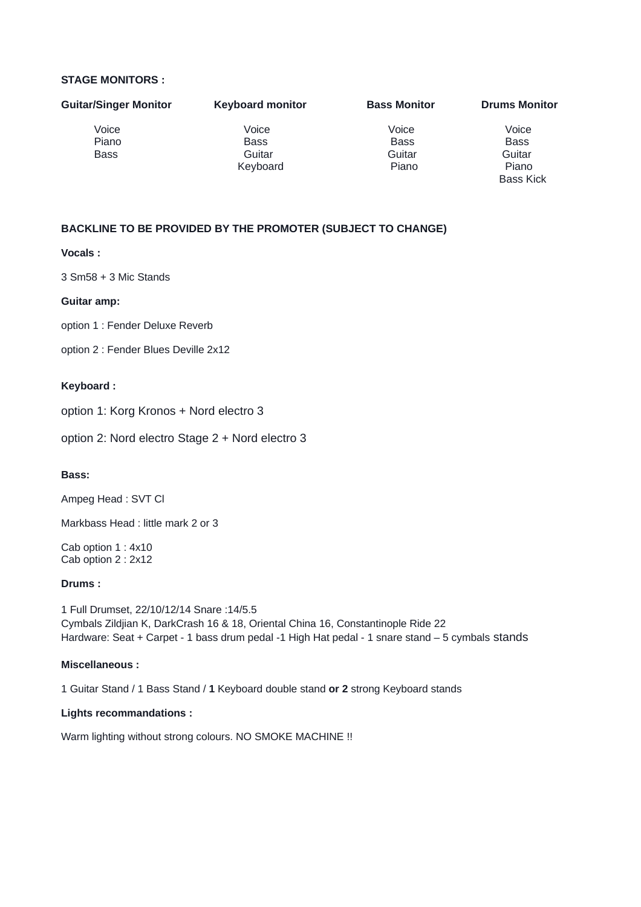**STAGE MONITORS :**

| Guitar/Singer Monitor | Keyboard monitor | Bass Monitor | Drums Monitor |
|---|---|---|---|
| Voice | Voice | Voice | Voice |
| Piano | Bass | Bass | Bass |
| Bass | Guitar | Guitar | Guitar |
| | Keyboard | Piano | Piano |
| | | | Bass Kick |

**BACKLINE TO BE PROVIDED BY THE PROMOTER (SUBJECT TO CHANGE)**

**Vocals :**

3 Sm58 + 3 Mic Stands

**Guitar amp:**

option 1 : Fender Deluxe Reverb

option 2 : Fender Blues Deville 2x12

**Keyboard :**

option 1: Korg Kronos + Nord electro 3

option 2: Nord electro Stage 2 + Nord electro 3

**Bass:**

Ampeg Head : SVT Cl

Markbass Head : little mark 2 or 3

Cab option 1 : 4x10
Cab option 2 : 2x12

**Drums :**

1 Full Drumset, 22/10/12/14 Snare :14/5.5
Cymbals Zildjian K, DarkCrash 16 & 18, Oriental China 16, Constantinople Ride 22
Hardware: Seat + Carpet - 1 bass drum pedal -1 High Hat pedal - 1 snare stand – 5 cymbals stands

**Miscellaneous :**

1 Guitar Stand / 1 Bass Stand / **1** Keyboard double stand **or 2** strong Keyboard stands

**Lights recommandations :**

Warm lighting without strong colours. NO SMOKE MACHINE !!